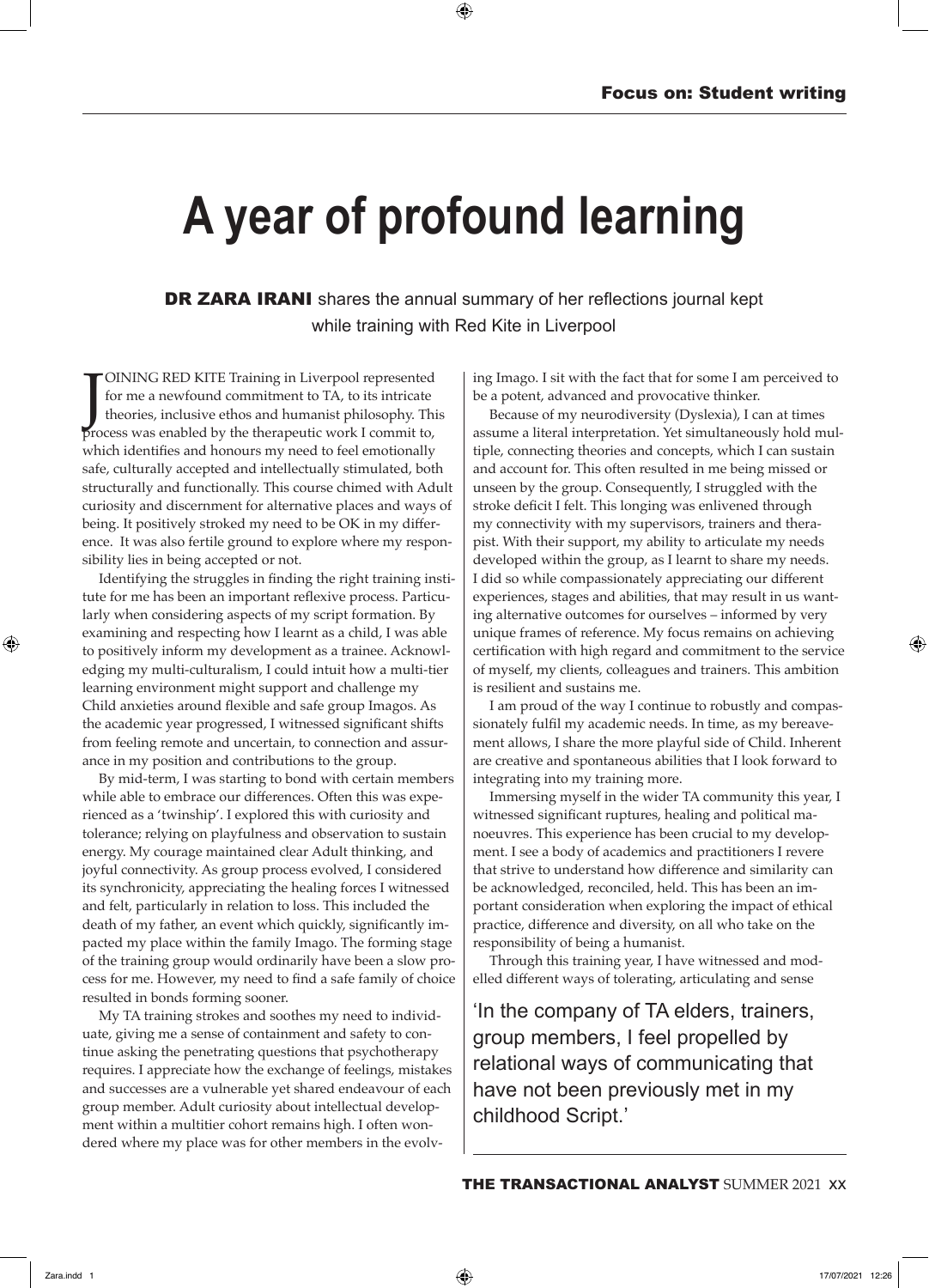# A year of profound learning

**DR ZARA IRANI** shares the annual summary of her reflections journal kept while training with Red Kite in Liverpool

JOINING RED KITE Training in Liverpool represented for me a newfound commitment to TA, to its intricate theories, inclusive ethos and humanist philosophy. This process was enabled by the therapeutic work I commit to, which identifies and honours my need to feel emotionally safe, culturally accepted and intellectually stimulated, both structurally and functionally. This course chimed with Adult curiosity and discernment for alternative places and ways of being. It positively stroked my need to be OK in my difference. It was also fertile ground to explore where my responsibility lies in being accepted or not.

Identifying the struggles in finding the right training institute for me has been an important reflexive process. Particularly when considering aspects of my script formation. By examining and respecting how I learnt as a child, I was able to positively inform my development as a trainee. Acknowledging my multi-culturalism, I could intuit how a multi-tier learning environment might support and challenge my Child anxieties around flexible and safe group Imagos. As the academic year progressed, I witnessed significant shifts from feeling remote and uncertain, to connection and assurance in my position and contributions to the group.

By mid-term, I was starting to bond with certain members while able to embrace our differences. Often this was experienced as a 'twinship'. I explored this with curiosity and tolerance; relying on playfulness and observation to sustain energy. My courage maintained clear Adult thinking, and joyful connectivity. As group process evolved, I considered its synchronicity, appreciating the healing forces I witnessed and felt, particularly in relation to loss. This included the death of my father, an event which quickly, significantly impacted my place within the family Imago. The forming stage of the training group would ordinarily have been a slow process for me. However, my need to find a safe family of choice resulted in bonds forming sooner.

My TA training strokes and soothes my need to individuate, giving me a sense of containment and safety to continue asking the penetrating questions that psychotherapy requires. I appreciate how the exchange of feelings, mistakes and successes are a vulnerable yet shared endeavour of each group member. Adult curiosity about intellectual development within a multitier cohort remains high. I often wondered where my place was for other members in the evolving Imago. I sit with the fact that for some I am perceived to be a potent, advanced and provocative thinker.

Because of my neurodiversity (Dyslexia), I can at times assume a literal interpretation. Yet simultaneously hold multiple, connecting theories and concepts, which I can sustain and account for. This often resulted in me being missed or unseen by the group. Consequently, I struggled with the stroke deficit I felt. This longing was enlivened through my connectivity with my supervisors, trainers and therapist. With their support, my ability to articulate my needs developed within the group, as I learnt to share my needs. I did so while compassionately appreciating our different experiences, stages and abilities, that may result in us wanting alternative outcomes for ourselves – informed by very unique frames of reference. My focus remains on achieving certification with high regard and commitment to the service of myself, my clients, colleagues and trainers. This ambition is resilient and sustains me.

I am proud of the way I continue to robustly and compassionately fulfil my academic needs. In time, as my bereavement allows, I share the more playful side of Child. Inherent are creative and spontaneous abilities that I look forward to integrating into my training more.

Immersing myself in the wider TA community this year, I witnessed significant ruptures, healing and political manoeuvres. This experience has been crucial to my development. I see a body of academics and practitioners I revere that strive to understand how difference and similarity can be acknowledged, reconciled, held. This has been an important consideration when exploring the impact of ethical practice, difference and diversity, on all who take on the responsibility of being a humanist.

Through this training year, I have witnessed and modelled different ways of tolerating, articulating and sense

> 'In the company of TA elders, trainers, group members, I feel propelled by relational ways of communicating that have not been previously met in my childhood Script.'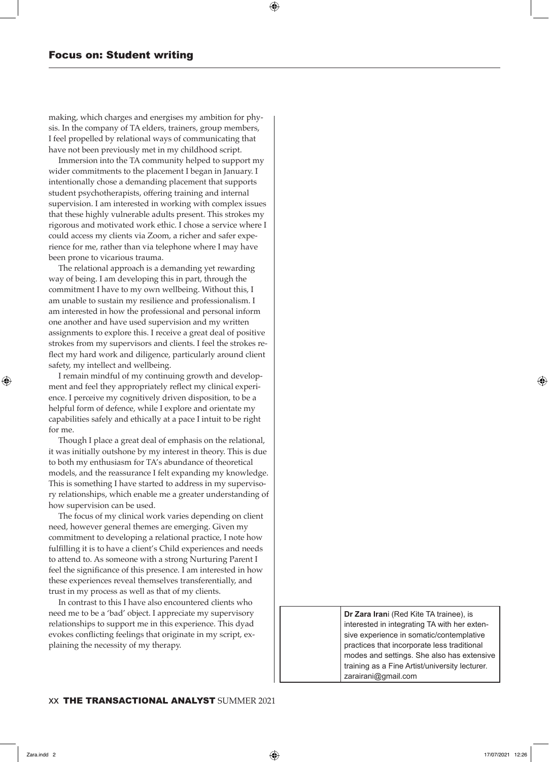making, which charges and energises my ambition for physis. In the company of TA elders, trainers, group members, I feel propelled by relational ways of communicating that have not been previously met in my childhood script.

Immersion into the TA community helped to support my wider commitments to the placement I began in January. I intentionally chose a demanding placement that supports student psychotherapists, offering training and internal supervision. I am interested in working with complex issues that these highly vulnerable adults present. This strokes my rigorous and motivated work ethic. I chose a service where I could access my clients via Zoom, a richer and safer experience for me, rather than via telephone where I may have been prone to vicarious trauma.

The relational approach is a demanding yet rewarding way of being. I am developing this in part, through the commitment I have to my own wellbeing. Without this, I am unable to sustain my resilience and professionalism. I am interested in how the professional and personal inform one another and have used supervision and my written assignments to explore this. I receive a great deal of positive strokes from my supervisors and clients. I feel the strokes reflect my hard work and diligence, particularly around client safety, my intellect and wellbeing.

I remain mindful of my continuing growth and development and feel they appropriately reflect my clinical experience. I perceive my cognitively driven disposition, to be a helpful form of defence, while I explore and orientate my capabilities safely and ethically at a pace I intuit to be right for me.

Though I place a great deal of emphasis on the relational, it was initially outshone by my interest in theory. This is due to both my enthusiasm for TA's abundance of theoretical models, and the reassurance I felt expanding my knowledge. This is something I have started to address in my supervisory relationships, which enable me a greater understanding of how supervision can be used.

The focus of my clinical work varies depending on client need, however general themes are emerging. Given my commitment to developing a relational practice, I note how fulfilling it is to have a client's Child experiences and needs to attend to. As someone with a strong Nurturing Parent I feel the significance of this presence. I am interested in how these experiences reveal themselves transferentially, and trust in my process as well as that of my clients.

In contrast to this I have also encountered clients who need me to be a 'bad' object. I appreciate my supervisory relationships to support me in this experience. This dyad evokes conflicting feelings that originate in my script, explaining the necessity of my therapy.

**Dr Zara Irani** (Red Kite TA trainee), is interested in integrating TA with her extensive experience in somatic/contemplative practices that incorporate less traditional modes and settings. She also has extensive training as a Fine Artist/university lecturer. zarairani@gmail.com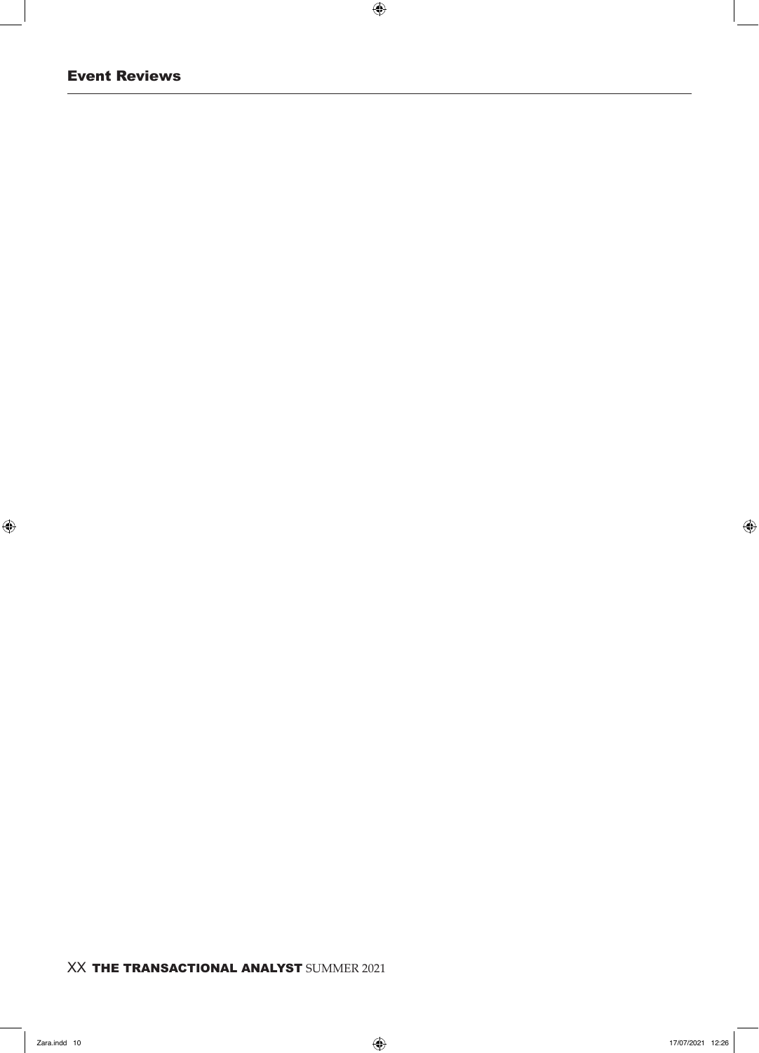## Event Reviews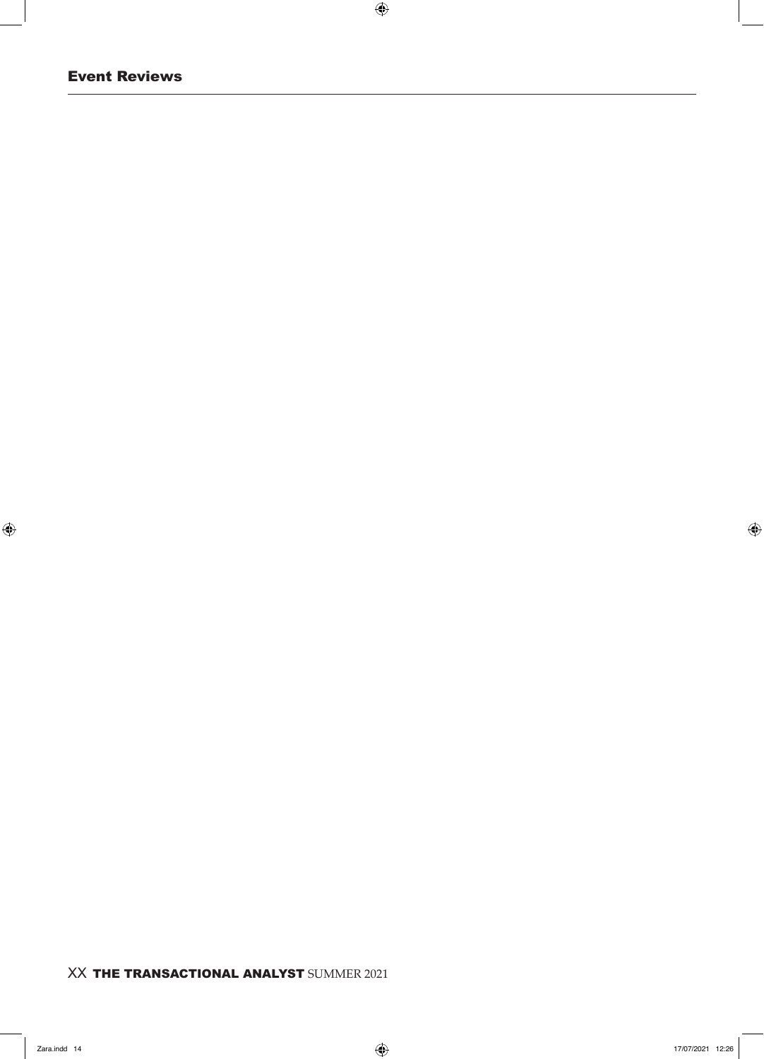# Event Reviews